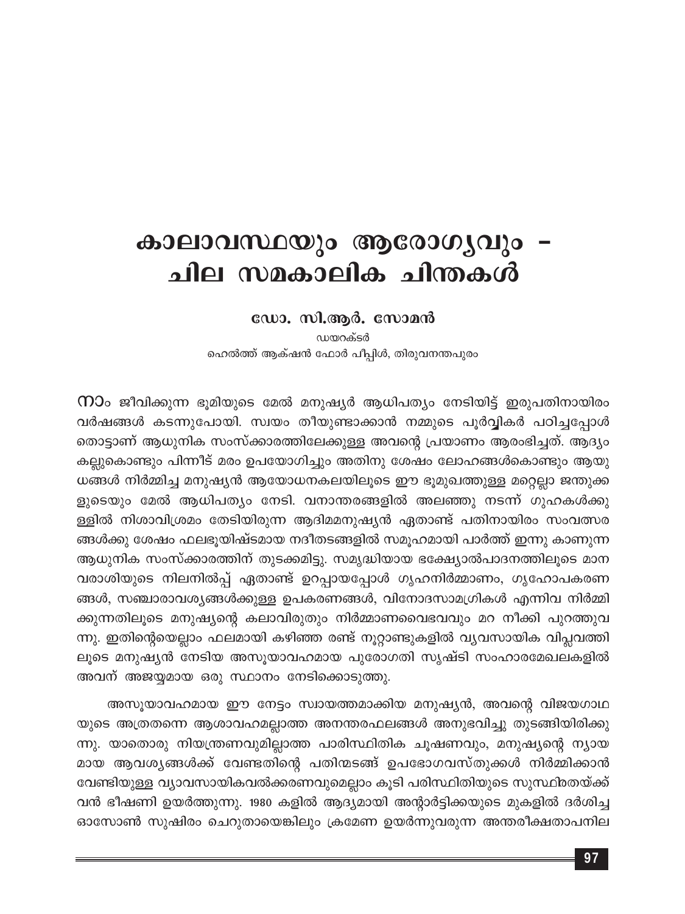# കാലാവസ്ഥയും ആരോഗ്യവും - ചില സമകാലിക ചിന്തകൾ

**ഡോ. സി.ആർ. സോമൻ**

ഡയറക്ടർ

ഹെൽത്ത് ആക്ഷൻ ഫോർ പീപ്പിൾ, തിരുവനന്തപുരം

നാം ജീവിക്കുന്ന ഭൂമിയുടെ മേൽ മനുഷ്യർ ആധിപത്യം നേടിയിട്ട് ഇരുപതിനായിരം വർഷങ്ങൾ കടന്നുപോയി. സ്വയം തീയുണ്ടാക്കാൻ നമ്മുടെ പൂർവ്വികർ പഠിച്ചപ്പോൾ തൊട്ടാണ് ആധുനിക സംസ്കാരത്തിലേക്കുള്ള അവന്റെ പ്രയാണം ആരംഭിച്ചത്. ആദ്യം കല്ലുകൊണ്ടും പിന്നീട് മരം ഉപയോഗിച്ചും അതിനു ശേഷം ലോഹങ്ങൾകൊണ്ടും ആയുധങ്ങൾ നിർമ്മിച്ച മനുഷ്യൻ ആയോധനകലയിലൂടെ ഈ ഭൂമുഖത്തുള്ള മറ്റെല്ലാ ജന്തുക്കളുടെയും മേൽ ആധിപത്യം നേടി. വനാന്തരങ്ങളിൽ അലഞ്ഞു നടന്ന് ഗുഹകൾക്കുള്ളിൽ നിശാവിശ്രമം തേടിയിരുന്ന ആദിമമനുഷ്യൻ ഏതാണ്ട് പതിനായിരം സംവത്സരങ്ങൾക്കു ശേഷം ഫലഭൂയിഷ്ടമായ നദീതടങ്ങളിൽ സമൂഹമായി പാർത്ത് ഇന്നു കാണുന്ന ആധുനിക സംസ്കാരത്തിന് തുടക്കമിട്ടു. സമൃദ്ധിയായ ഭക്ഷ്യോൽപാദനത്തിലൂടെ മാനവരാശിയുടെ നിലനിൽപ്പ് ഏതാണ്ട് ഉറപ്പായപ്പോൾ ഗൃഹനിർമ്മാണം, ഗൃഹോപകരണങ്ങൾ, സഞ്ചാരാവശ്യങ്ങൾക്കുള്ള ഉപകരണങ്ങൾ, വിനോദസാമഗ്രികൾ എന്നിവ നിർമ്മിക്കുന്നതിലൂടെ മനുഷ്യന്റെ കലാവിരുതും നിർമ്മാണവൈഭവവും മറ നീക്കി പുറത്തുവന്നു. ഇതിന്റെയെല്ലാം ഫലമായി കഴിഞ്ഞ രണ്ട് നൂറ്റാണ്ടുകളിൽ വ്യവസായിക വിപ്ലവത്തിലൂടെ മനുഷ്യൻ നേടിയ അസൂയാവഹമായ പുരോഗതി സൃഷ്ടി സംഹാരമേഖലകളിൽ അവന് അജയ്യമായ ഒരു സ്ഥാനം നേടിക്കൊടുത്തു.

അസൂയാവഹമായ ഈ നേട്ടം സ്വായത്തമാക്കിയ മനുഷ്യൻ, അവന്റെ വിജയഗാഥയുടെ അത്രതന്നെ ആശാവഹമല്ലാത്ത അനന്തരഫലങ്ങൾ അനുഭവിച്ചു തുടങ്ങിയിരിക്കുന്നു. യാതൊരു നിയന്ത്രണവുമില്ലാത്ത പാരിസ്ഥിതിക ചൂഷണവും, മനുഷ്യന്റെ ന്യായമായ ആവശ്യങ്ങൾക്ക് വേണ്ടതിന്റെ പതിന്മടങ്ങ് ഉപഭോഗവസ്തുക്കൾ നിർമ്മിക്കാൻ വേണ്ടിയുള്ള വ്യാവസായികവൽക്കരണവുമെല്ലാം കൂടി പരിസ്ഥിതിയുടെ സുസ്ഥിരതയ്ക്ക് വൻ ഭീഷണി ഉയർത്തുന്നു. 1980 കളിൽ ആദ്യമായി അന്റാർട്ടിക്കയുടെ മുകളിൽ ദർശിച്ച ഓസോൺ സുഷിരം ചെറുതായെങ്കിലും ക്രമേണ ഉയർന്നുവരുന്ന അന്തരീക്ഷതാപനില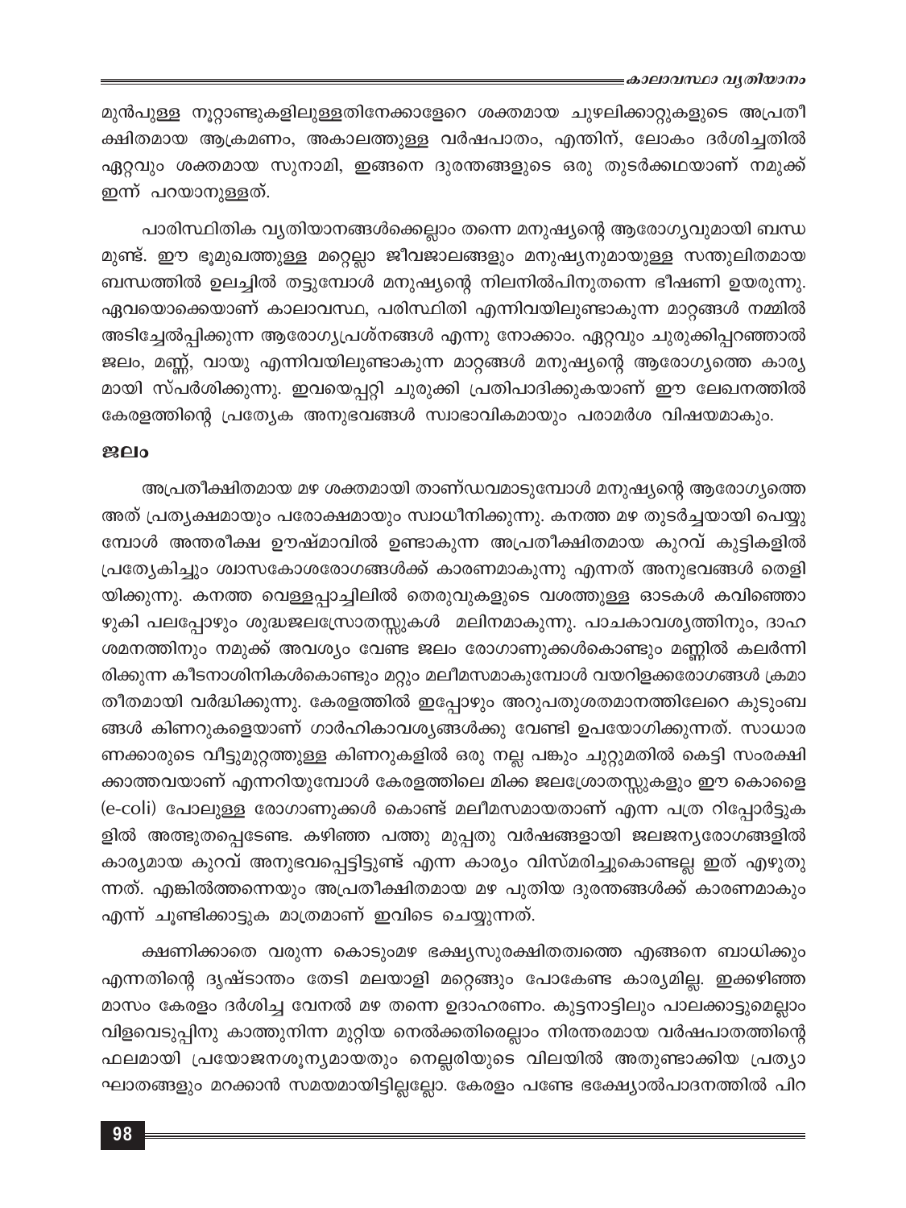മുൻപുള്ള നൂറ്റാണ്ടുകളിലുള്ളതിനേക്കാളേറെ ശക്തമായ ചുഴലിക്കാറ്റുകളുടെ അപ്രതീക്ഷിതമായ ആക്രമണം, അകാലത്തുള്ള വർഷപാതം, എന്തിന്, ലോകം ദർശിച്ചതിൽ ഏറ്റവും ശക്തമായ സുനാമി, ഇങ്ങനെ ദുരന്തങ്ങളുടെ ഒരു തുടർക്കഥയാണ് നമുക്ക് ഇന്ന് പറയാനുള്ളത്.

പാരിസ്ഥിതിക വ്യതിയാനങ്ങൾക്കെല്ലാം തന്നെ മനുഷ്യന്റെ ആരോഗ്യവുമായി ബന്ധമുണ്ട്. ഈ ഭൂമുഖത്തുള്ള മറ്റെല്ലാ ജീവജാലങ്ങളും മനുഷ്യനുമായുള്ള സന്തുലിതമായ ബന്ധത്തിൽ ഉലച്ചിൽ തട്ടുമ്പോൾ മനുഷ്യന്റെ നിലനിൽപിനുതന്നെ ഭീഷണി ഉയരുന്നു. ഏവയൊക്കെയാണ് കാലാവസ്ഥ, പരിസ്ഥിതി എന്നിവയിലുണ്ടാകുന്ന മാറ്റങ്ങൾ നമ്മിൽ അടിച്ചേൽപ്പിക്കുന്ന ആരോഗ്യപ്രശ്നങ്ങൾ എന്നു നോക്കാം. ഏറ്റവും ചുരുക്കിപ്പറഞ്ഞാൽ ജലം, മണ്ണ്, വായു എന്നിവയിലുണ്ടാകുന്ന മാറ്റങ്ങൾ മനുഷ്യന്റെ ആരോഗ്യത്തെ കാര്യമായി സ്പർശിക്കുന്നു. ഇവയെപ്പറ്റി ചുരുക്കി പ്രതിപാദിക്കുകയാണ് ഈ ലേഖനത്തിൽ കേരളത്തിന്റെ പ്രത്യേക അനുഭവങ്ങൾ സ്വാഭാവികമായും പരാമർശ വിഷയമാകും.

## ജലം

അപ്രതീക്ഷിതമായ മഴ ശക്തമായി താണ്ഡവമാടുമ്പോൾ മനുഷ്യന്റെ ആരോഗ്യത്തെ അത് പ്രത്യക്ഷമായും പരോക്ഷമായും സ്വാധീനിക്കുന്നു. കനത്ത മഴ തുടർച്ചയായി പെയ്യുമ്പോൾ അന്തരീക്ഷ ഊഷ്മാവിൽ ഉണ്ടാകുന്ന അപ്രതീക്ഷിതമായ കുറവ് കുട്ടികളിൽ പ്രത്യേകിച്ചും ശ്വാസകോശരോഗങ്ങൾക്ക് കാരണമാകുന്നു എന്നത് അനുഭവങ്ങൾ തെളിയിക്കുന്നു. കനത്ത വെള്ളപ്പാച്ചിലിൽ തെരുവുകളുടെ വശത്തുള്ള ഓടകൾ കവിഞ്ഞൊഴുകി പലപ്പോഴും ശുദ്ധജലസ്രോതസ്സുകൾ മലിനമാകുന്നു. പാചകാവശ്യത്തിനും, ദാഹശമനത്തിനും നമുക്ക് അവശ്യം വേണ്ട ജലം രോഗാണുക്കൾകൊണ്ടും മണ്ണിൽ കലർന്നിരിക്കുന്ന കീടനാശിനികൾകൊണ്ടും മറ്റും മലീമസമാകുമ്പോൾ വയറിളക്കരോഗങ്ങൾ ക്രമാതീതമായി വർദ്ധിക്കുന്നു. കേരളത്തിൽ ഇപ്പോഴും അറുപതുശതമാനത്തിലേറെ കുടുംബങ്ങൾ കിണറുകളെയാണ് ഗാർഹികാവശ്യങ്ങൾക്കു വേണ്ടി ഉപയോഗിക്കുന്നത്. സാധാരണക്കാരുടെ വീട്ടുമുറ്റത്തുള്ള കിണറുകളിൽ ഒരു നല്ല പങ്കും ചുറ്റുമതിൽ കെട്ടി സംരക്ഷിക്കാത്തവയാണ് എന്നറിയുമ്പോൾ കേരളത്തിലെ മിക്ക ജലശ്രോതസ്സുകളും ഈ കൊളൈ (e-coli) പോലുള്ള രോഗാണുക്കൾ കൊണ്ട് മലീമസമായതാണ് എന്ന പത്ര റിപ്പോർട്ടുകളിൽ അത്ഭുതപ്പെടേണ്ട. കഴിഞ്ഞ പത്തു മുപ്പതു വർഷങ്ങളായി ജലജന്യരോഗങ്ങളിൽ കാര്യമായ കുറവ് അനുഭവപ്പെട്ടിട്ടുണ്ട് എന്ന കാര്യം വിസ്മരിച്ചുകൊണ്ടല്ല ഇത് എഴുതുന്നത്. എങ്കിൽത്തന്നെയും അപ്രതീക്ഷിതമായ മഴ പുതിയ ദുരന്തങ്ങൾക്ക് കാരണമാകും എന്ന് ചൂണ്ടിക്കാട്ടുക മാത്രമാണ് ഇവിടെ ചെയ്യുന്നത്.

ക്ഷണിക്കാതെ വരുന്ന കൊടുംമഴ ഭക്ഷ്യസുരക്ഷിതത്വത്തെ എങ്ങനെ ബാധിക്കും എന്നതിന്റെ ദൃഷ്ടാന്തം തേടി മലയാളി മറ്റെങ്ങും പോകേണ്ട കാര്യമില്ല. ഇക്കഴിഞ്ഞ മാസം കേരളം ദർശിച്ച വേനൽ മഴ തന്നെ ഉദാഹരണം. കുട്ടനാട്ടിലും പാലക്കാട്ടുമെല്ലാം വിളവെടുപ്പിനു കാത്തുനിന്ന മുറ്റിയ നെൽക്കതിരെല്ലാം നിരന്തരമായ വർഷപാതത്തിന്റെ ഫലമായി പ്രയോജനശൂന്യമായതും നെല്ലരിയുടെ വിലയിൽ അതുണ്ടാക്കിയ പ്രത്യാഘാതങ്ങളും മറക്കാൻ സമയമായിട്ടില്ലല്ലോ. കേരളം പണ്ടേ ഭക്ഷ്യോൽപാദനത്തിൽ പിറ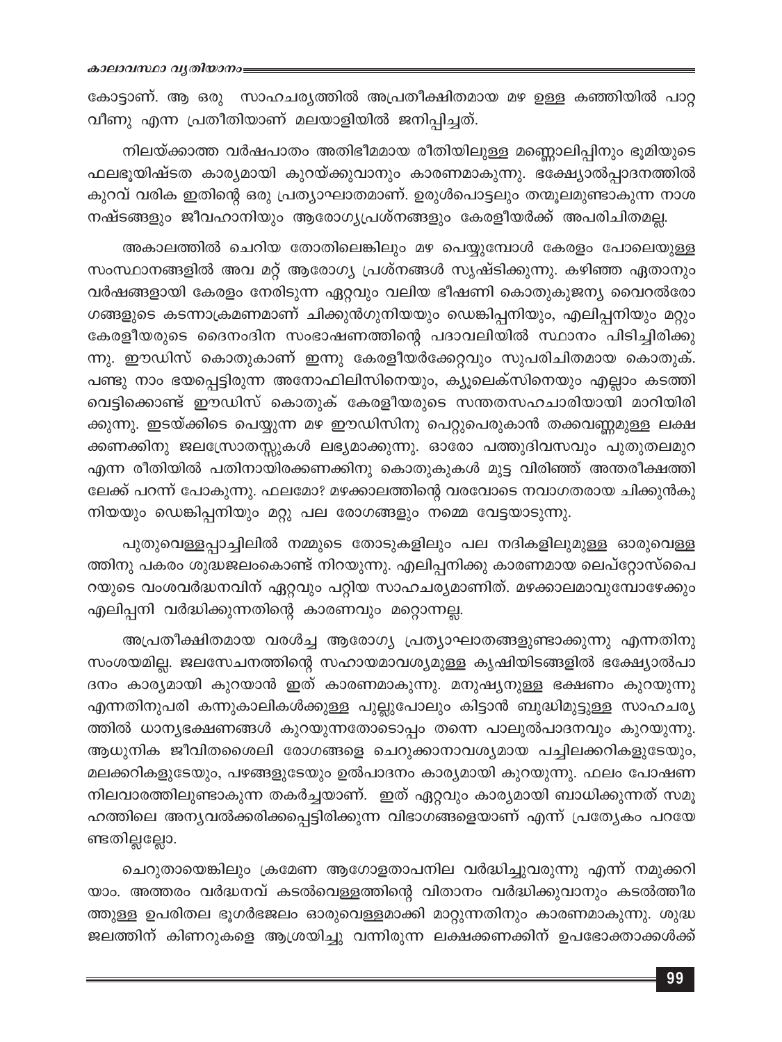കോട്ടാണ്. ആ ഒരു സാഹചര്യത്തിൽ അപ്രതീക്ഷിതമായ മഴ ഉള്ള കഞ്ഞിയിൽ പാറ്റ വീണു എന്ന പ്രതീതിയാണ് മലയാളിയിൽ ജനിപ്പിച്ചത്.

നിലയ്ക്കാത്ത വർഷപാതം അതിഭീമമായ രീതിയിലുള്ള മണ്ണൊലിപ്പിനും ഭൂമിയുടെ ഫലഭൂയിഷ്ടത കാര്യമായി കുറയ്ക്കുവാനും കാരണമാകുന്നു. ഭക്ഷ്യോൽപ്പാദനത്തിൽ കുറവ് വരിക ഇതിന്റെ ഒരു പ്രത്യാഘാതമാണ്. ഉരുൾപൊട്ടലും തന്മൂലമുണ്ടാകുന്ന നാശ നഷ്ടങ്ങളും ജീവഹാനിയും ആരോഗ്യപ്രശ്നങ്ങളും കേരളീയർക്ക് അപരിചിതമല്ല.

അകാലത്തിൽ ചെറിയ തോതിലെങ്കിലും മഴ പെയ്യുമ്പോൾ കേരളം പോലെയുള്ള സംസ്ഥാനങ്ങളിൽ അവ മറ്റ് ആരോഗ്യ പ്രശ്നങ്ങൾ സൃഷ്ടിക്കുന്നു. കഴിഞ്ഞ ഏതാനും വർഷങ്ങളായി കേരളം നേരിടുന്ന ഏറ്റവും വലിയ ഭീഷണി കൊതുകുജന്യ വൈറൽരോഗങ്ങളുടെ കടന്നാക്രമണമാണ് ചിക്കുൻഗുനിയയും ഡെങ്കിപ്പനിയും, എലിപ്പനിയും മറ്റും കേരളീയരുടെ ദൈനംദിന സംഭാഷണത്തിന്റെ പദാവലിയിൽ സ്ഥാനം പിടിച്ചിരിക്കുന്നു. ഈഡിസ് കൊതുകാണ് ഇന്നു കേരളീയർക്കേറ്റവും സുപരിചിതമായ കൊതുക്. പണ്ടു നാം ഭയപ്പെട്ടിരുന്ന അനോഫിലിസിനെയും, ക്യൂലെക്സിനെയും എല്ലാം കടത്തി വെട്ടിക്കൊണ്ട് ഈഡിസ് കൊതുക് കേരളീയരുടെ സന്തതസഹചാരിയായി മാറിയിരിക്കുന്നു. ഇടയ്ക്കിടെ പെയ്യുന്ന മഴ ഈഡിസിനു പെറ്റുപെരുകാൻ തക്കവണ്ണമുള്ള ലക്ഷക്കണക്കിനു ജലസ്രോതസ്സുകൾ ലഭ്യമാക്കുന്നു. ഓരോ പത്തുദിവസവും പുതുതലമുറ എന്ന രീതിയിൽ പതിനായിരക്കണക്കിനു കൊതുകുകൾ മുട്ട വിരിഞ്ഞ് അന്തരീക്ഷത്തിലേക്ക് പറന്ന് പോകുന്നു. ഫലമോ? മഴക്കാലത്തിന്റെ വരവോടെ നവാഗതരായ ചിക്കുൻകുനിയയും ഡെങ്കിപ്പനിയും മറ്റു പല രോഗങ്ങളും നമ്മെ വേട്ടയാടുന്നു.

പുതുവെള്ളപ്പാച്ചിലിൽ നമ്മുടെ തോടുകളിലും പല നദികളിലുമുള്ള ഓരുവെള്ളത്തിനു പകരം ശുദ്ധജലംകൊണ്ട് നിറയുന്നു. എലിപ്പനിക്കു കാരണമായ ലെപ്റ്റോസ്പൈറയുടെ വംശവർദ്ധനവിന് ഏറ്റവും പറ്റിയ സാഹചര്യമാണിത്. മഴക്കാലമാവുമ്പോഴേക്കും എലിപ്പനി വർദ്ധിക്കുന്നതിന്റെ കാരണവും മറ്റൊന്നല്ല.

അപ്രതീക്ഷിതമായ വരൾച്ച ആരോഗ്യ പ്രത്യാഘാതങ്ങളുണ്ടാക്കുന്നു എന്നതിനു സംശയമില്ല. ജലസേചനത്തിന്റെ സഹായമാവശ്യമുള്ള കൃഷിയിടങ്ങളിൽ ഭക്ഷ്യോൽപാദനം കാര്യമായി കുറയാൻ ഇത് കാരണമാകുന്നു. മനുഷ്യനുള്ള ഭക്ഷണം കുറയുന്നു എന്നതിനുപരി കന്നുകാലികൾക്കുള്ള പുല്ലുപോലും കിട്ടാൻ ബുദ്ധിമുട്ടുള്ള സാഹചര്യത്തിൽ ധാന്യഭക്ഷണങ്ങൾ കുറയുന്നതോടൊപ്പം തന്നെ പാലുൽപാദനവും കുറയുന്നു. ആധുനിക ജീവിതശൈലി രോഗങ്ങളെ ചെറുക്കാനാവശ്യമായ പച്ചിലക്കറികളുടേയും, മലക്കറികളുടേയും, പഴങ്ങളുടേയും ഉൽപാദനം കാര്യമായി കുറയുന്നു. ഫലം പോഷണ നിലവാരത്തിലുണ്ടാകുന്ന തകർച്ചയാണ്. ഇത് ഏറ്റവും കാര്യമായി ബാധിക്കുന്നത് സമൂഹത്തിലെ അന്യവൽക്കരിക്കപ്പെട്ടിരിക്കുന്ന വിഭാഗങ്ങളെയാണ് എന്ന് പ്രത്യേകം പറയേണ്ടതില്ലല്ലോ.

ചെറുതായെങ്കിലും ക്രമേണ ആഗോളതാപനില വർദ്ധിച്ചുവരുന്നു എന്ന് നമുക്കറിയാം. അത്തരം വർദ്ധനവ് കടൽവെള്ളത്തിന്റെ വിതാനം വർദ്ധിക്കുവാനും കടൽത്തീരത്തുള്ള ഉപരിതല ഭൂഗർഭജലം ഓരുവെള്ളമാക്കി മാറ്റുന്നതിനും കാരണമാകുന്നു. ശുദ്ധജലത്തിന് കിണറുകളെ ആശ്രയിച്ചു വന്നിരുന്ന ലക്ഷക്കണക്കിന് ഉപഭോക്താക്കൾക്ക്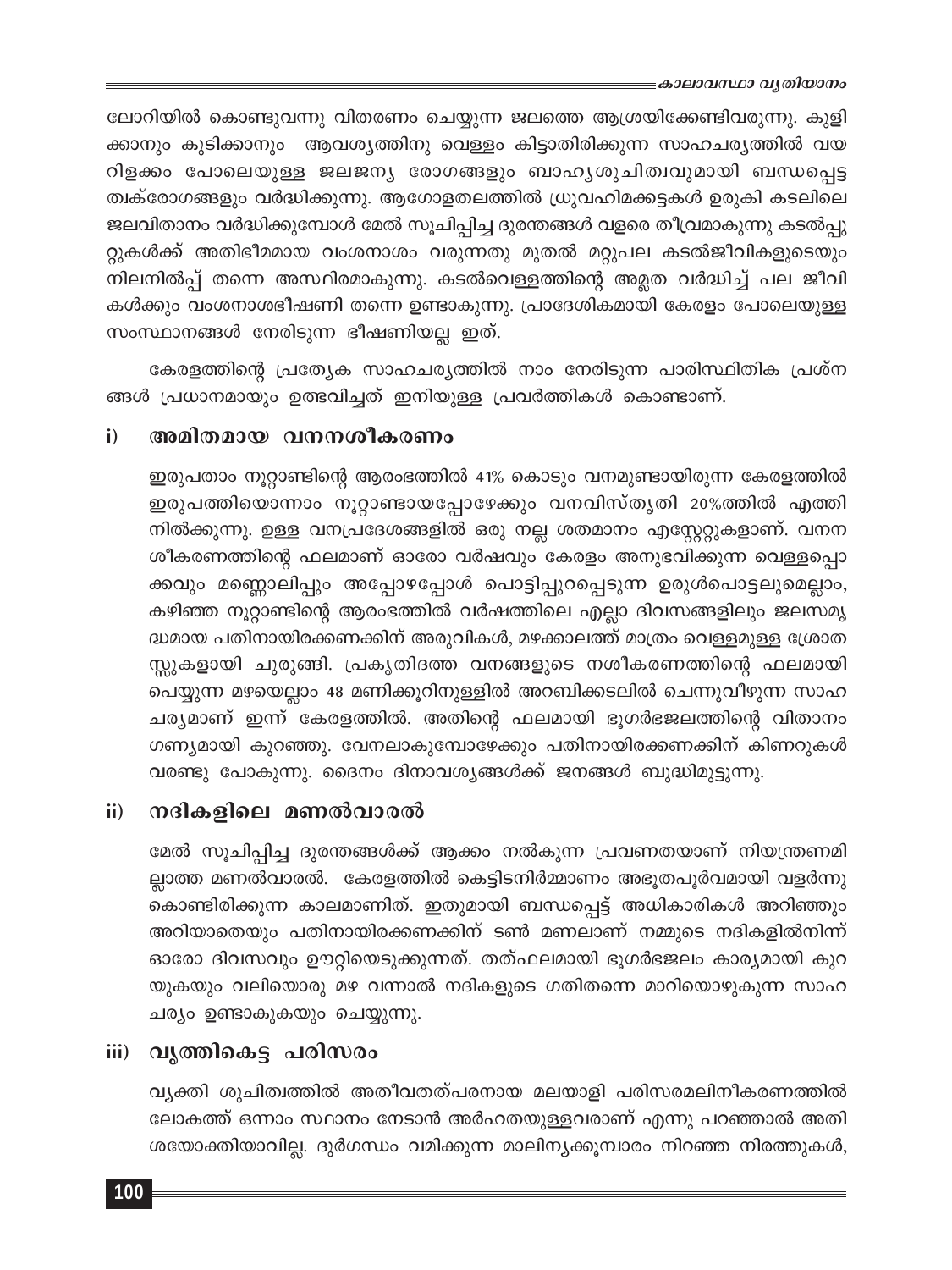ലോറിയിൽ കൊണ്ടുവന്നു വിതരണം ചെയ്യുന്ന ജലത്തെ ആശ്രയിക്കേണ്ടിവരുന്നു. കുളിക്കാനും കുടിക്കാനും ആവശ്യത്തിനു വെള്ളം കിട്ടാതിരിക്കുന്ന സാഹചര്യത്തിൽ വയറിളക്കം പോലെയുള്ള ജലജന്യ രോഗങ്ങളും ബാഹ്യശുചിത്വവുമായി ബന്ധപ്പെട്ട ത്വക്‌രോഗങ്ങളും വർദ്ധിക്കുന്നു. ആഗോളതലത്തിൽ ധ്രുവഹിമക്കട്ടകൾ ഉരുകി കടലിലെ ജലവിതാനം വർദ്ധിക്കുമ്പോൾ മേൽ സൂചിപ്പിച്ച ദുരന്തങ്ങൾ വളരെ തീവ്രമാകുന്നു കടൽപ്പുറ്റുകൾക്ക് അതിഭീമമായ വംശനാശം വരുന്നതു മുതൽ മറ്റുപല കടൽജീവികളുടെയും നിലനിൽപ്പ് തന്നെ അസ്ഥിരമാകുന്നു. കടൽവെള്ളത്തിന്റെ അമ്ലത വർദ്ധിച്ച് പല ജീവികൾക്കും വംശനാശഭീഷണി തന്നെ ഉണ്ടാകുന്നു. പ്രാദേശികമായി കേരളം പോലെയുള്ള സംസ്ഥാനങ്ങൾ നേരിടുന്ന ഭീഷണിയല്ല ഇത്.

കേരളത്തിന്റെ പ്രത്യേക സാഹചര്യത്തിൽ നാം നേരിടുന്ന പാരിസ്ഥിതിക പ്രശ്നങ്ങൾ പ്രധാനമായും ഉത്ഭവിച്ചത് ഇനിയുള്ള പ്രവർത്തികൾ കൊണ്ടാണ്.

### i) അമിതമായ വനനശീകരണം

ഇരുപതാം നൂറ്റാണ്ടിന്റെ ആരംഭത്തിൽ 41% കൊടും വനമുണ്ടായിരുന്ന കേരളത്തിൽ ഇരുപത്തിയൊന്നാം നൂറ്റാണ്ടായപ്പോഴേക്കും വനവിസ്തൃതി 20%ത്തിൽ എത്തിനിൽക്കുന്നു. ഉള്ള വനപ്രദേശങ്ങളിൽ ഒരു നല്ല ശതമാനം എസ്റ്റേറ്റുകളാണ്. വനനശീകരണത്തിന്റെ ഫലമാണ് ഓരോ വർഷവും കേരളം അനുഭവിക്കുന്ന വെള്ളപ്പൊക്കവും മണ്ണൊലിപ്പും അപ്പോഴപ്പോൾ പൊട്ടിപ്പുറപ്പെടുന്ന ഉരുൾപൊട്ടലുമെല്ലാം, കഴിഞ്ഞ നൂറ്റാണ്ടിന്റെ ആരംഭത്തിൽ വർഷത്തിലെ എല്ലാ ദിവസങ്ങളിലും ജലസമൃദ്ധമായ പതിനായിരക്കണക്കിന് അരുവികൾ, മഴക്കാലത്ത് മാത്രം വെള്ളമുള്ള ശ്രോതസ്സുകളായി ചുരുങ്ങി. പ്രകൃതിദത്ത വനങ്ങളുടെ നശീകരണത്തിന്റെ ഫലമായി പെയ്യുന്ന മഴയെല്ലാം 48 മണിക്കൂറിനുള്ളിൽ അറബിക്കടലിൽ ചെന്നുവീഴുന്ന സാഹചര്യമാണ് ഇന്ന് കേരളത്തിൽ. അതിന്റെ ഫലമായി ഭൂഗർഭജലത്തിന്റെ വിതാനം ഗണ്യമായി കുറഞ്ഞു. വേനലാകുമ്പോഴേക്കും പതിനായിരക്കണക്കിന് കിണറുകൾ വരണ്ടു പോകുന്നു. ദൈനം ദിനാവശ്യങ്ങൾക്ക് ജനങ്ങൾ ബുദ്ധിമുട്ടുന്നു.

### ii) നദികളിലെ മണൽവാരൽ

മേൽ സൂചിപ്പിച്ച ദുരന്തങ്ങൾക്ക് ആക്കം നൽകുന്ന പ്രവണതയാണ് നിയന്ത്രണമില്ലാത്ത മണൽവാരൽ. കേരളത്തിൽ കെട്ടിടനിർമ്മാണം അഭൂതപൂർവമായി വളർന്നുകൊണ്ടിരിക്കുന്ന കാലമാണിത്. ഇതുമായി ബന്ധപ്പെട്ട് അധികാരികൾ അറിഞ്ഞും അറിയാതെയും പതിനായിരക്കണക്കിന് ടൺ മണലാണ് നമ്മുടെ നദികളിൽനിന്ന് ഓരോ ദിവസവും ഊറ്റിയെടുക്കുന്നത്. തത്ഫലമായി ഭൂഗർഭജലം കാര്യമായി കുറയുകയും വലിയൊരു മഴ വന്നാൽ നദികളുടെ ഗതിതന്നെ മാറിയൊഴുകുന്ന സാഹചര്യം ഉണ്ടാകുകയും ചെയ്യുന്നു.

### iii) വൃത്തികെട്ട പരിസരം

വ്യക്തി ശുചിത്വത്തിൽ അതീവതത്പരനായ മലയാളി പരിസരമലിനീകരണത്തിൽ ലോകത്ത് ഒന്നാം സ്ഥാനം നേടാൻ അർഹതയുള്ളവരാണ് എന്നു പറഞ്ഞാൽ അതിശയോക്തിയാവില്ല. ദുർഗന്ധം വമിക്കുന്ന മാലിന്യക്കൂമ്പാരം നിറഞ്ഞ നിരത്തുകൾ,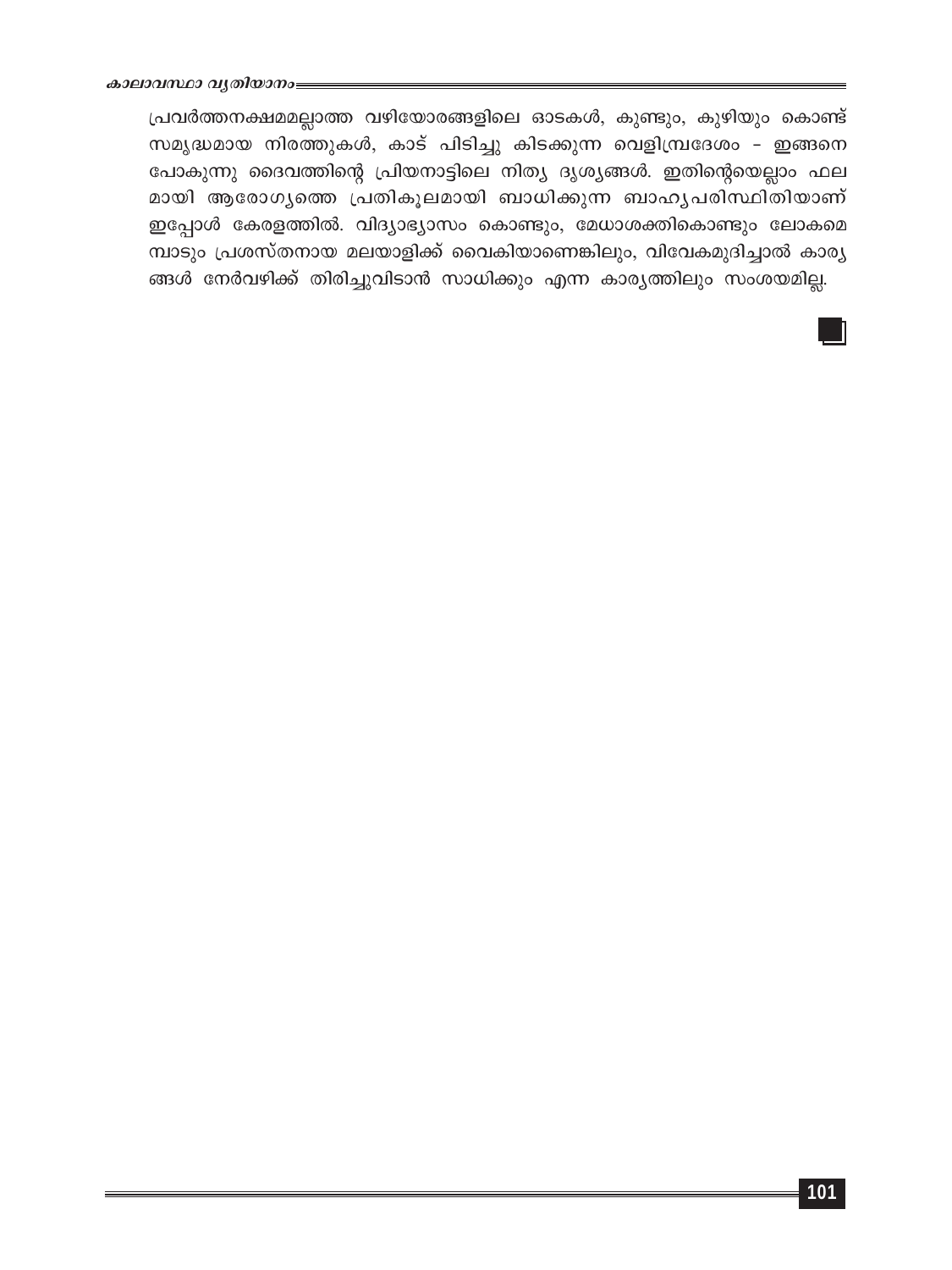പ്രവർത്തനക്ഷമമല്ലാത്ത വഴിയോരങ്ങളിലെ ഓടകൾ, കുണ്ടും, കുഴിയും കൊണ്ട് സമൃദ്ധമായ നിരത്തുകൾ, കാട് പിടിച്ചു കിടക്കുന്ന വെളിമ്പ്രദേശം – ഇങ്ങനെ പോകുന്നു ദൈവത്തിന്റെ പ്രിയനാട്ടിലെ നിത്യ ദൃശ്യങ്ങൾ. ഇതിന്റെയെല്ലാം ഫലമായി ആരോഗ്യത്തെ പ്രതികൂലമായി ബാധിക്കുന്ന ബാഹ്യപരിസ്ഥിതിയാണ് ഇപ്പോൾ കേരളത്തിൽ. വിദ്യാഭ്യാസം കൊണ്ടും, മേധാശക്തികൊണ്ടും ലോകമെമ്പാടും പ്രശസ്തനായ മലയാളിക്ക് വൈകിയാണെങ്കിലും, വിവേകമുദിച്ചാൽ കാര്യങ്ങൾ നേർവഴിക്ക് തിരിച്ചുവിടാൻ സാധിക്കും എന്ന കാര്യത്തിലും സംശയമില്ല.